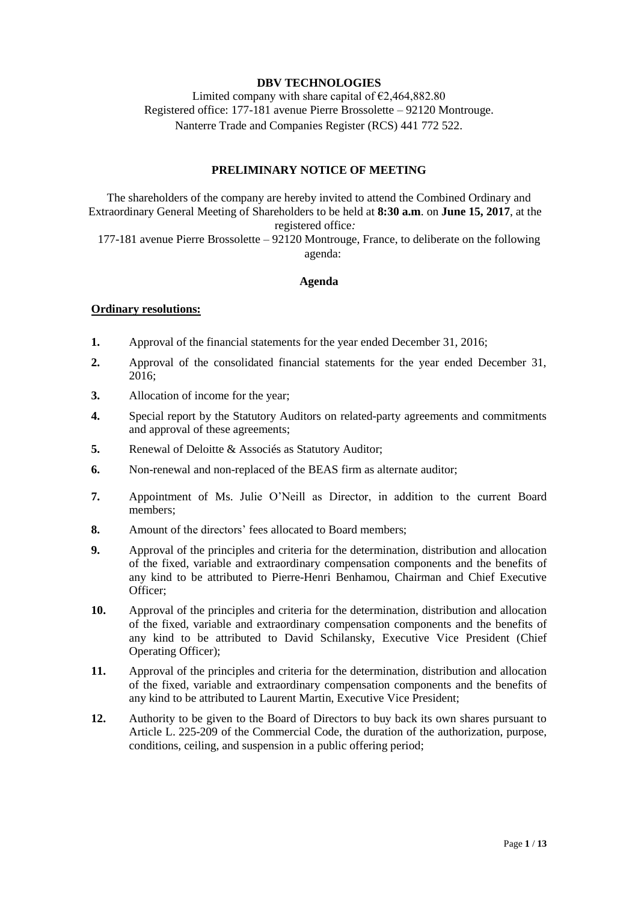**DBV TECHNOLOGIES**

Limited company with share capital of €2,464,882.80
Registered office: 177-181 avenue Pierre Brossolette – 92120 Montrouge.
Nanterre Trade and Companies Register (RCS) 441 772 522.

## PRELIMINARY NOTICE OF MEETING

The shareholders of the company are hereby invited to attend the Combined Ordinary and Extraordinary General Meeting of Shareholders to be held at **8:30 a.m**. on **June 15, 2017**, at the registered office*:*
177-181 avenue Pierre Brossolette – 92120 Montrouge, France, to deliberate on the following agenda:

### Agenda

**Ordinary resolutions:**

1. Approval of the financial statements for the year ended December 31, 2016;
2. Approval of the consolidated financial statements for the year ended December 31, 2016;
3. Allocation of income for the year;
4. Special report by the Statutory Auditors on related-party agreements and commitments and approval of these agreements;
5. Renewal of Deloitte & Associés as Statutory Auditor;
6. Non-renewal and non-replaced of the BEAS firm as alternate auditor;
7. Appointment of Ms. Julie O'Neill as Director, in addition to the current Board members;
8. Amount of the directors' fees allocated to Board members;
9. Approval of the principles and criteria for the determination, distribution and allocation of the fixed, variable and extraordinary compensation components and the benefits of any kind to be attributed to Pierre-Henri Benhamou, Chairman and Chief Executive Officer;
10. Approval of the principles and criteria for the determination, distribution and allocation of the fixed, variable and extraordinary compensation components and the benefits of any kind to be attributed to David Schilansky, Executive Vice President (Chief Operating Officer);
11. Approval of the principles and criteria for the determination, distribution and allocation of the fixed, variable and extraordinary compensation components and the benefits of any kind to be attributed to Laurent Martin, Executive Vice President;
12. Authority to be given to the Board of Directors to buy back its own shares pursuant to Article L. 225-209 of the Commercial Code, the duration of the authorization, purpose, conditions, ceiling, and suspension in a public offering period;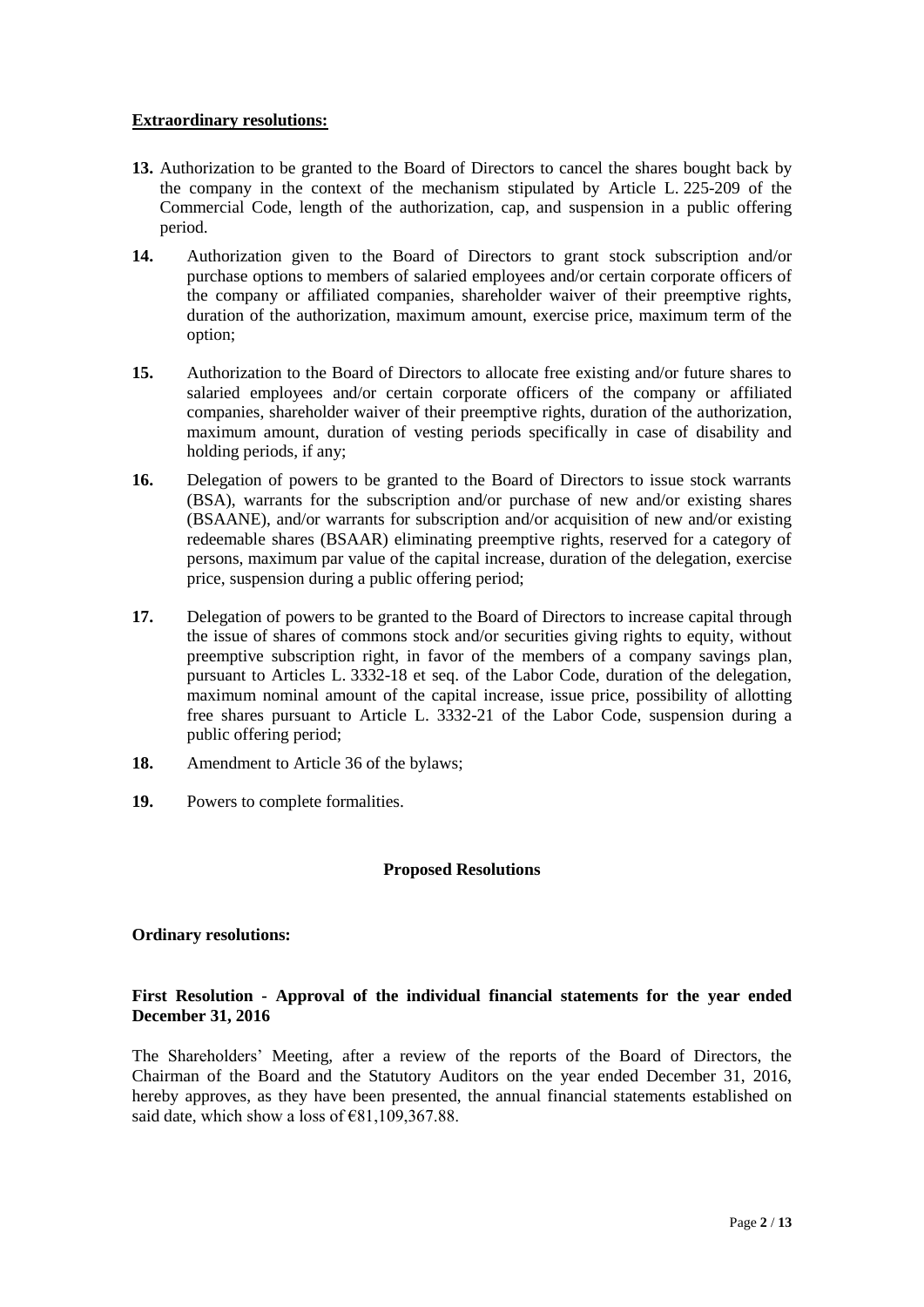**Extraordinary resolutions:**

**13.** Authorization to be granted to the Board of Directors to cancel the shares bought back by the company in the context of the mechanism stipulated by Article L. 225-209 of the Commercial Code, length of the authorization, cap, and suspension in a public offering period.

**14.** Authorization given to the Board of Directors to grant stock subscription and/or purchase options to members of salaried employees and/or certain corporate officers of the company or affiliated companies, shareholder waiver of their preemptive rights, duration of the authorization, maximum amount, exercise price, maximum term of the option;

**15.** Authorization to the Board of Directors to allocate free existing and/or future shares to salaried employees and/or certain corporate officers of the company or affiliated companies, shareholder waiver of their preemptive rights, duration of the authorization, maximum amount, duration of vesting periods specifically in case of disability and holding periods, if any;

**16.** Delegation of powers to be granted to the Board of Directors to issue stock warrants (BSA), warrants for the subscription and/or purchase of new and/or existing shares (BSAANE), and/or warrants for subscription and/or acquisition of new and/or existing redeemable shares (BSAAR) eliminating preemptive rights, reserved for a category of persons, maximum par value of the capital increase, duration of the delegation, exercise price, suspension during a public offering period;

**17.** Delegation of powers to be granted to the Board of Directors to increase capital through the issue of shares of commons stock and/or securities giving rights to equity, without preemptive subscription right, in favor of the members of a company savings plan, pursuant to Articles L. 3332-18 et seq. of the Labor Code, duration of the delegation, maximum nominal amount of the capital increase, issue price, possibility of allotting free shares pursuant to Article L. 3332-21 of the Labor Code, suspension during a public offering period;

**18.** Amendment to Article 36 of the bylaws;

**19.** Powers to complete formalities.

## Proposed Resolutions

**Ordinary resolutions:**

### First Resolution - Approval of the individual financial statements for the year ended December 31, 2016

The Shareholders' Meeting, after a review of the reports of the Board of Directors, the Chairman of the Board and the Statutory Auditors on the year ended December 31, 2016, hereby approves, as they have been presented, the annual financial statements established on said date, which show a loss of €81,109,367.88.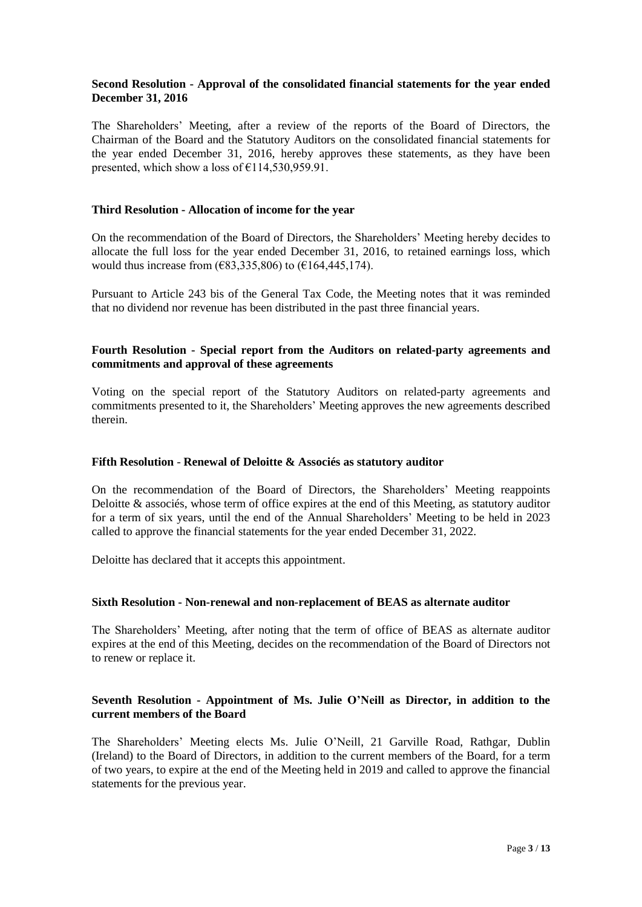**Second Resolution - Approval of the consolidated financial statements for the year ended December 31, 2016**

The Shareholders' Meeting, after a review of the reports of the Board of Directors, the Chairman of the Board and the Statutory Auditors on the consolidated financial statements for the year ended December 31, 2016, hereby approves these statements, as they have been presented, which show a loss of €114,530,959.91.

**Third Resolution - Allocation of income for the year**

On the recommendation of the Board of Directors, the Shareholders' Meeting hereby decides to allocate the full loss for the year ended December 31, 2016, to retained earnings loss, which would thus increase from (€83,335,806) to (€164,445,174).

Pursuant to Article 243 bis of the General Tax Code, the Meeting notes that it was reminded that no dividend nor revenue has been distributed in the past three financial years.

**Fourth Resolution - Special report from the Auditors on related-party agreements and commitments and approval of these agreements**

Voting on the special report of the Statutory Auditors on related-party agreements and commitments presented to it, the Shareholders' Meeting approves the new agreements described therein.

**Fifth Resolution - Renewal of Deloitte & Associés as statutory auditor**

On the recommendation of the Board of Directors, the Shareholders' Meeting reappoints Deloitte & associés, whose term of office expires at the end of this Meeting, as statutory auditor for a term of six years, until the end of the Annual Shareholders' Meeting to be held in 2023 called to approve the financial statements for the year ended December 31, 2022.

Deloitte has declared that it accepts this appointment.

**Sixth Resolution - Non-renewal and non-replacement of BEAS as alternate auditor**

The Shareholders' Meeting, after noting that the term of office of BEAS as alternate auditor expires at the end of this Meeting, decides on the recommendation of the Board of Directors not to renew or replace it.

**Seventh Resolution - Appointment of Ms. Julie O'Neill as Director, in addition to the current members of the Board**

The Shareholders' Meeting elects Ms. Julie O'Neill, 21 Garville Road, Rathgar, Dublin (Ireland) to the Board of Directors, in addition to the current members of the Board, for a term of two years, to expire at the end of the Meeting held in 2019 and called to approve the financial statements for the previous year.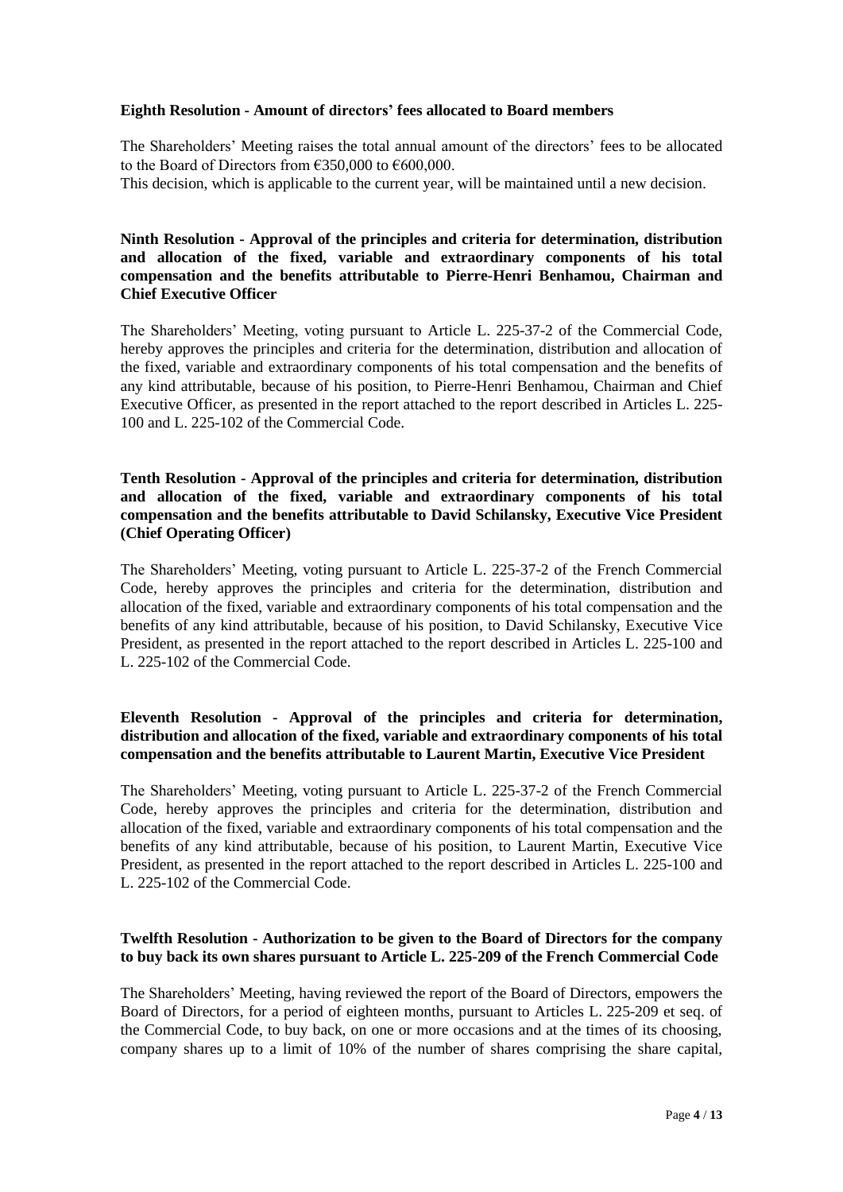**Eighth Resolution - Amount of directors' fees allocated to Board members**

The Shareholders' Meeting raises the total annual amount of the directors' fees to be allocated to the Board of Directors from €350,000 to €600,000.
This decision, which is applicable to the current year, will be maintained until a new decision.

**Ninth Resolution - Approval of the principles and criteria for determination, distribution and allocation of the fixed, variable and extraordinary components of his total compensation and the benefits attributable to Pierre-Henri Benhamou, Chairman and Chief Executive Officer**

The Shareholders' Meeting, voting pursuant to Article L. 225-37-2 of the Commercial Code, hereby approves the principles and criteria for the determination, distribution and allocation of the fixed, variable and extraordinary components of his total compensation and the benefits of any kind attributable, because of his position, to Pierre-Henri Benhamou, Chairman and Chief Executive Officer, as presented in the report attached to the report described in Articles L. 225-100 and L. 225-102 of the Commercial Code.

**Tenth Resolution - Approval of the principles and criteria for determination, distribution and allocation of the fixed, variable and extraordinary components of his total compensation and the benefits attributable to David Schilansky, Executive Vice President (Chief Operating Officer)**

The Shareholders' Meeting, voting pursuant to Article L. 225-37-2 of the French Commercial Code, hereby approves the principles and criteria for the determination, distribution and allocation of the fixed, variable and extraordinary components of his total compensation and the benefits of any kind attributable, because of his position, to David Schilansky, Executive Vice President, as presented in the report attached to the report described in Articles L. 225-100 and L. 225-102 of the Commercial Code.

**Eleventh Resolution - Approval of the principles and criteria for determination, distribution and allocation of the fixed, variable and extraordinary components of his total compensation and the benefits attributable to Laurent Martin, Executive Vice President**

The Shareholders' Meeting, voting pursuant to Article L. 225-37-2 of the French Commercial Code, hereby approves the principles and criteria for the determination, distribution and allocation of the fixed, variable and extraordinary components of his total compensation and the benefits of any kind attributable, because of his position, to Laurent Martin, Executive Vice President, as presented in the report attached to the report described in Articles L. 225-100 and L. 225-102 of the Commercial Code.

**Twelfth Resolution - Authorization to be given to the Board of Directors for the company to buy back its own shares pursuant to Article L. 225-209 of the French Commercial Code**

The Shareholders' Meeting, having reviewed the report of the Board of Directors, empowers the Board of Directors, for a period of eighteen months, pursuant to Articles L. 225-209 et seq. of the Commercial Code, to buy back, on one or more occasions and at the times of its choosing, company shares up to a limit of 10% of the number of shares comprising the share capital,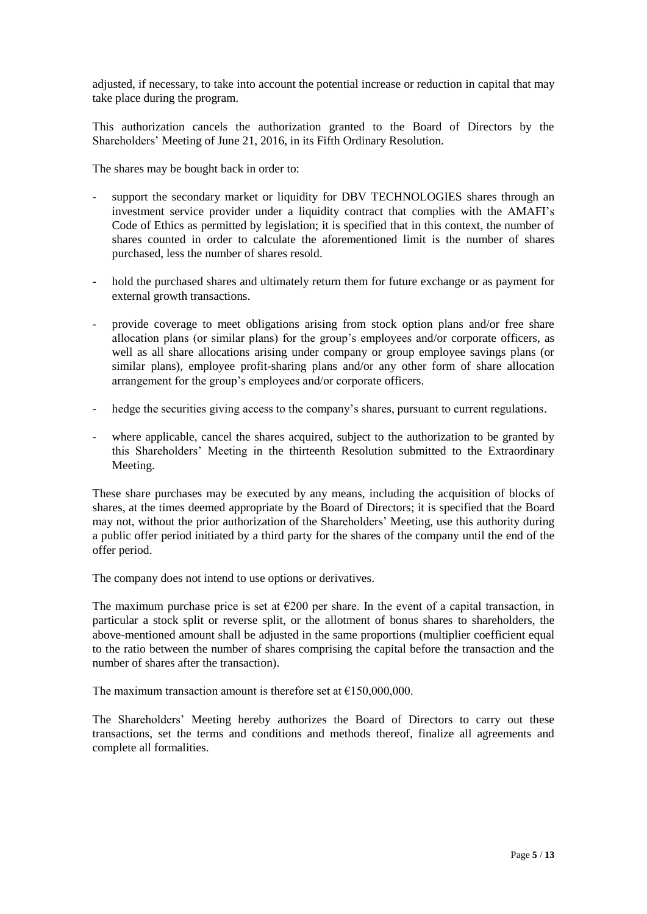adjusted, if necessary, to take into account the potential increase or reduction in capital that may take place during the program.

This authorization cancels the authorization granted to the Board of Directors by the Shareholders' Meeting of June 21, 2016, in its Fifth Ordinary Resolution.

The shares may be bought back in order to:

- support the secondary market or liquidity for DBV TECHNOLOGIES shares through an investment service provider under a liquidity contract that complies with the AMAFI's Code of Ethics as permitted by legislation; it is specified that in this context, the number of shares counted in order to calculate the aforementioned limit is the number of shares purchased, less the number of shares resold.
- hold the purchased shares and ultimately return them for future exchange or as payment for external growth transactions.
- provide coverage to meet obligations arising from stock option plans and/or free share allocation plans (or similar plans) for the group's employees and/or corporate officers, as well as all share allocations arising under company or group employee savings plans (or similar plans), employee profit-sharing plans and/or any other form of share allocation arrangement for the group's employees and/or corporate officers.
- hedge the securities giving access to the company's shares, pursuant to current regulations.
- where applicable, cancel the shares acquired, subject to the authorization to be granted by this Shareholders' Meeting in the thirteenth Resolution submitted to the Extraordinary Meeting.

These share purchases may be executed by any means, including the acquisition of blocks of shares, at the times deemed appropriate by the Board of Directors; it is specified that the Board may not, without the prior authorization of the Shareholders' Meeting, use this authority during a public offer period initiated by a third party for the shares of the company until the end of the offer period.

The company does not intend to use options or derivatives.

The maximum purchase price is set at €200 per share. In the event of a capital transaction, in particular a stock split or reverse split, or the allotment of bonus shares to shareholders, the above-mentioned amount shall be adjusted in the same proportions (multiplier coefficient equal to the ratio between the number of shares comprising the capital before the transaction and the number of shares after the transaction).

The maximum transaction amount is therefore set at €150,000,000.

The Shareholders' Meeting hereby authorizes the Board of Directors to carry out these transactions, set the terms and conditions and methods thereof, finalize all agreements and complete all formalities.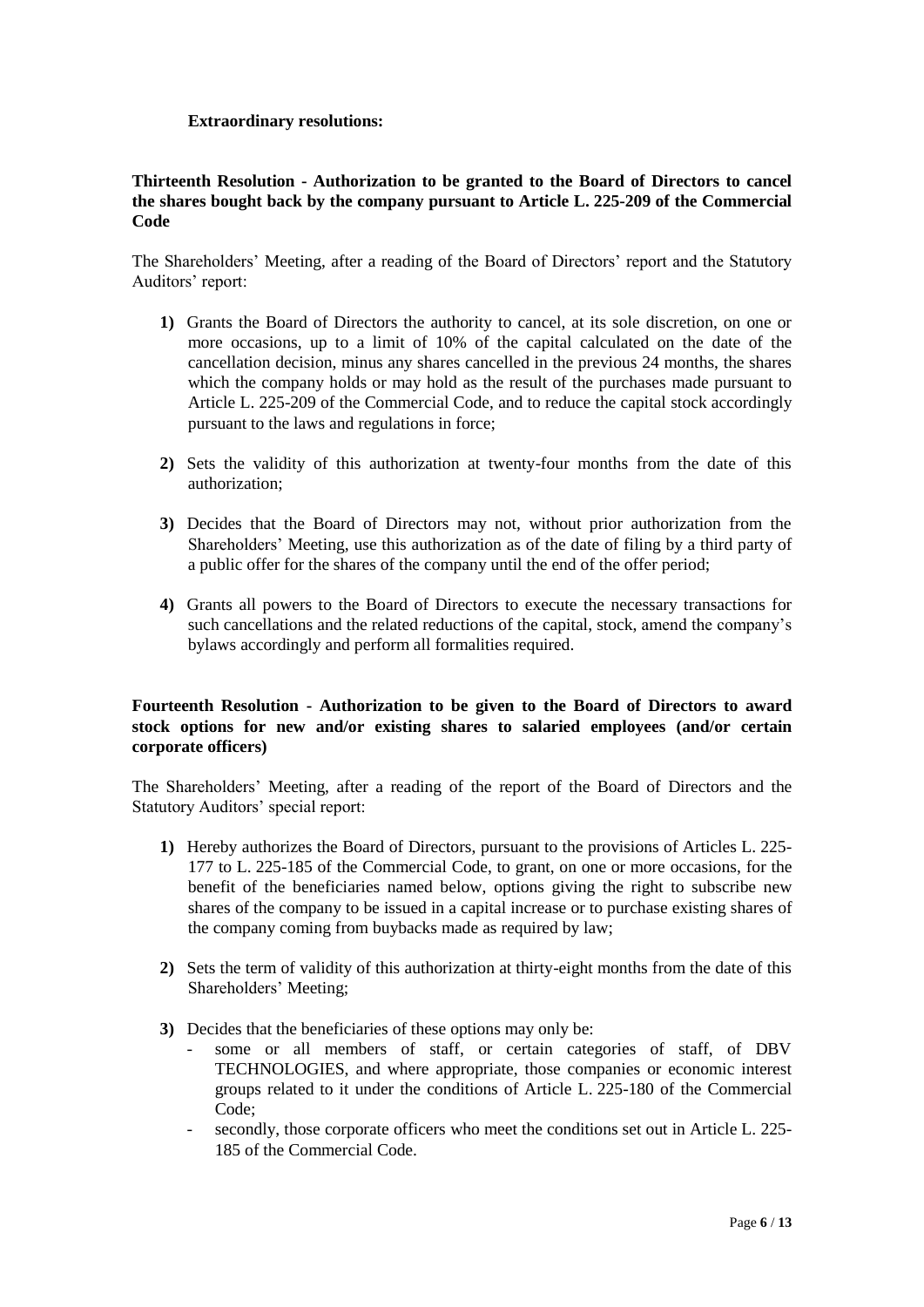**Extraordinary resolutions:**

**Thirteenth Resolution - Authorization to be granted to the Board of Directors to cancel the shares bought back by the company pursuant to Article L. 225-209 of the Commercial Code**

The Shareholders' Meeting, after a reading of the Board of Directors' report and the Statutory Auditors' report:

1) Grants the Board of Directors the authority to cancel, at its sole discretion, on one or more occasions, up to a limit of 10% of the capital calculated on the date of the cancellation decision, minus any shares cancelled in the previous 24 months, the shares which the company holds or may hold as the result of the purchases made pursuant to Article L. 225-209 of the Commercial Code, and to reduce the capital stock accordingly pursuant to the laws and regulations in force;

2) Sets the validity of this authorization at twenty-four months from the date of this authorization;

3) Decides that the Board of Directors may not, without prior authorization from the Shareholders' Meeting, use this authorization as of the date of filing by a third party of a public offer for the shares of the company until the end of the offer period;

4) Grants all powers to the Board of Directors to execute the necessary transactions for such cancellations and the related reductions of the capital, stock, amend the company's bylaws accordingly and perform all formalities required.

**Fourteenth Resolution - Authorization to be given to the Board of Directors to award stock options for new and/or existing shares to salaried employees (and/or certain corporate officers)**

The Shareholders' Meeting, after a reading of the report of the Board of Directors and the Statutory Auditors' special report:

1) Hereby authorizes the Board of Directors, pursuant to the provisions of Articles L. 225-177 to L. 225-185 of the Commercial Code, to grant, on one or more occasions, for the benefit of the beneficiaries named below, options giving the right to subscribe new shares of the company to be issued in a capital increase or to purchase existing shares of the company coming from buybacks made as required by law;

2) Sets the term of validity of this authorization at thirty-eight months from the date of this Shareholders' Meeting;

3) Decides that the beneficiaries of these options may only be:
   - some or all members of staff, or certain categories of staff, of DBV TECHNOLOGIES, and where appropriate, those companies or economic interest groups related to it under the conditions of Article L. 225-180 of the Commercial Code;
   - secondly, those corporate officers who meet the conditions set out in Article L. 225-185 of the Commercial Code.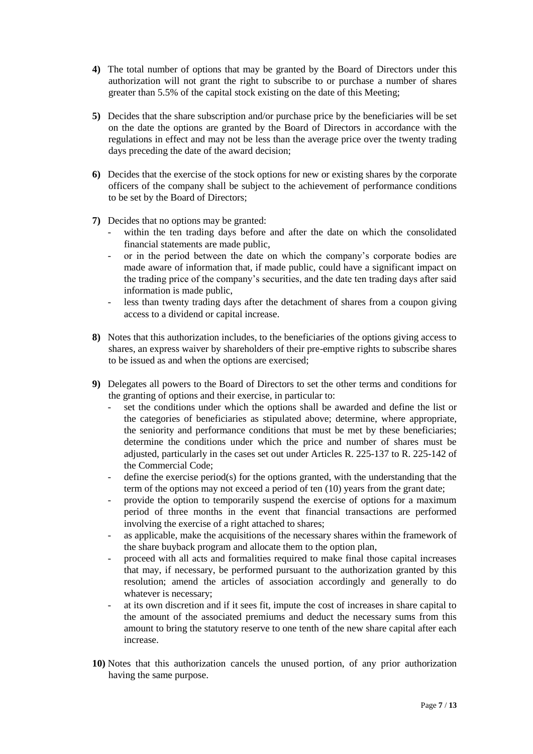**4)** The total number of options that may be granted by the Board of Directors under this authorization will not grant the right to subscribe to or purchase a number of shares greater than 5.5% of the capital stock existing on the date of this Meeting;

**5)** Decides that the share subscription and/or purchase price by the beneficiaries will be set on the date the options are granted by the Board of Directors in accordance with the regulations in effect and may not be less than the average price over the twenty trading days preceding the date of the award decision;

**6)** Decides that the exercise of the stock options for new or existing shares by the corporate officers of the company shall be subject to the achievement of performance conditions to be set by the Board of Directors;

**7)** Decides that no options may be granted:

- within the ten trading days before and after the date on which the consolidated financial statements are made public,
- or in the period between the date on which the company's corporate bodies are made aware of information that, if made public, could have a significant impact on the trading price of the company's securities, and the date ten trading days after said information is made public,
- less than twenty trading days after the detachment of shares from a coupon giving access to a dividend or capital increase.

**8)** Notes that this authorization includes, to the beneficiaries of the options giving access to shares, an express waiver by shareholders of their pre-emptive rights to subscribe shares to be issued as and when the options are exercised;

**9)** Delegates all powers to the Board of Directors to set the other terms and conditions for the granting of options and their exercise, in particular to:

- set the conditions under which the options shall be awarded and define the list or the categories of beneficiaries as stipulated above; determine, where appropriate, the seniority and performance conditions that must be met by these beneficiaries; determine the conditions under which the price and number of shares must be adjusted, particularly in the cases set out under Articles R. 225-137 to R. 225-142 of the Commercial Code;
- define the exercise period(s) for the options granted, with the understanding that the term of the options may not exceed a period of ten (10) years from the grant date;
- provide the option to temporarily suspend the exercise of options for a maximum period of three months in the event that financial transactions are performed involving the exercise of a right attached to shares;
- as applicable, make the acquisitions of the necessary shares within the framework of the share buyback program and allocate them to the option plan,
- proceed with all acts and formalities required to make final those capital increases that may, if necessary, be performed pursuant to the authorization granted by this resolution; amend the articles of association accordingly and generally to do whatever is necessary;
- at its own discretion and if it sees fit, impute the cost of increases in share capital to the amount of the associated premiums and deduct the necessary sums from this amount to bring the statutory reserve to one tenth of the new share capital after each increase.

**10)** Notes that this authorization cancels the unused portion, of any prior authorization having the same purpose.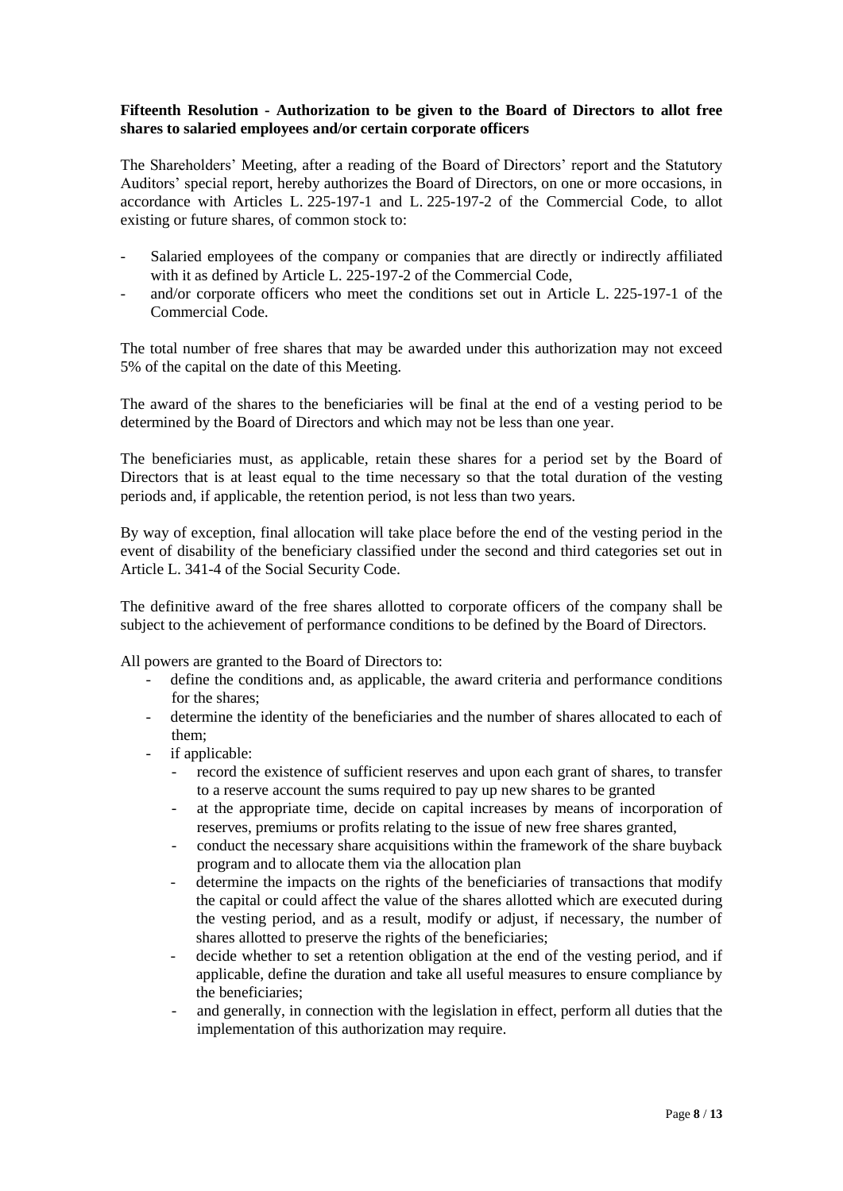**Fifteenth Resolution - Authorization to be given to the Board of Directors to allot free shares to salaried employees and/or certain corporate officers**

The Shareholders' Meeting, after a reading of the Board of Directors' report and the Statutory Auditors' special report, hereby authorizes the Board of Directors, on one or more occasions, in accordance with Articles L. 225-197-1 and L. 225-197-2 of the Commercial Code, to allot existing or future shares, of common stock to:

- Salaried employees of the company or companies that are directly or indirectly affiliated with it as defined by Article L. 225-197-2 of the Commercial Code,
- and/or corporate officers who meet the conditions set out in Article L. 225-197-1 of the Commercial Code.

The total number of free shares that may be awarded under this authorization may not exceed 5% of the capital on the date of this Meeting.

The award of the shares to the beneficiaries will be final at the end of a vesting period to be determined by the Board of Directors and which may not be less than one year.

The beneficiaries must, as applicable, retain these shares for a period set by the Board of Directors that is at least equal to the time necessary so that the total duration of the vesting periods and, if applicable, the retention period, is not less than two years.

By way of exception, final allocation will take place before the end of the vesting period in the event of disability of the beneficiary classified under the second and third categories set out in Article L. 341-4 of the Social Security Code.

The definitive award of the free shares allotted to corporate officers of the company shall be subject to the achievement of performance conditions to be defined by the Board of Directors.

All powers are granted to the Board of Directors to:

- define the conditions and, as applicable, the award criteria and performance conditions for the shares;
- determine the identity of the beneficiaries and the number of shares allocated to each of them;
- if applicable:
  - record the existence of sufficient reserves and upon each grant of shares, to transfer to a reserve account the sums required to pay up new shares to be granted
  - at the appropriate time, decide on capital increases by means of incorporation of reserves, premiums or profits relating to the issue of new free shares granted,
  - conduct the necessary share acquisitions within the framework of the share buyback program and to allocate them via the allocation plan
  - determine the impacts on the rights of the beneficiaries of transactions that modify the capital or could affect the value of the shares allotted which are executed during the vesting period, and as a result, modify or adjust, if necessary, the number of shares allotted to preserve the rights of the beneficiaries;
  - decide whether to set a retention obligation at the end of the vesting period, and if applicable, define the duration and take all useful measures to ensure compliance by the beneficiaries;
  - and generally, in connection with the legislation in effect, perform all duties that the implementation of this authorization may require.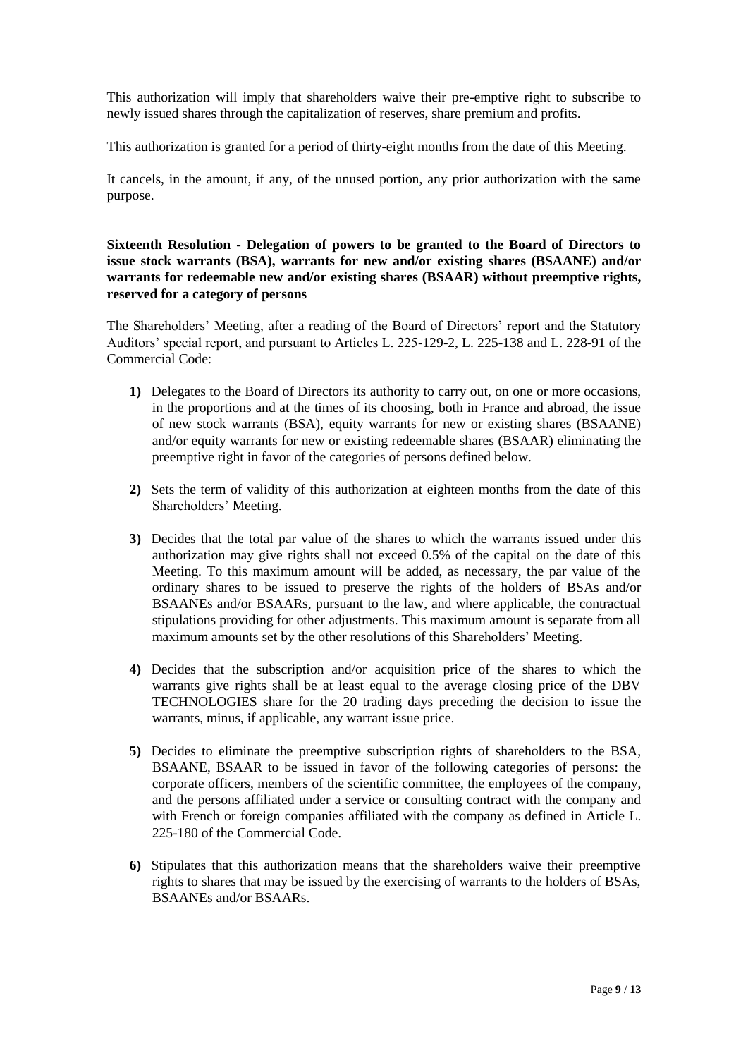This authorization will imply that shareholders waive their pre-emptive right to subscribe to newly issued shares through the capitalization of reserves, share premium and profits.

This authorization is granted for a period of thirty-eight months from the date of this Meeting.

It cancels, in the amount, if any, of the unused portion, any prior authorization with the same purpose.

**Sixteenth Resolution - Delegation of powers to be granted to the Board of Directors to issue stock warrants (BSA), warrants for new and/or existing shares (BSAANE) and/or warrants for redeemable new and/or existing shares (BSAAR) without preemptive rights, reserved for a category of persons**

The Shareholders' Meeting, after a reading of the Board of Directors' report and the Statutory Auditors' special report, and pursuant to Articles L. 225-129-2, L. 225-138 and L. 228-91 of the Commercial Code:

1) Delegates to the Board of Directors its authority to carry out, on one or more occasions, in the proportions and at the times of its choosing, both in France and abroad, the issue of new stock warrants (BSA), equity warrants for new or existing shares (BSAANE) and/or equity warrants for new or existing redeemable shares (BSAAR) eliminating the preemptive right in favor of the categories of persons defined below.

2) Sets the term of validity of this authorization at eighteen months from the date of this Shareholders' Meeting.

3) Decides that the total par value of the shares to which the warrants issued under this authorization may give rights shall not exceed 0.5% of the capital on the date of this Meeting. To this maximum amount will be added, as necessary, the par value of the ordinary shares to be issued to preserve the rights of the holders of BSAs and/or BSAANEs and/or BSAARs, pursuant to the law, and where applicable, the contractual stipulations providing for other adjustments. This maximum amount is separate from all maximum amounts set by the other resolutions of this Shareholders' Meeting.

4) Decides that the subscription and/or acquisition price of the shares to which the warrants give rights shall be at least equal to the average closing price of the DBV TECHNOLOGIES share for the 20 trading days preceding the decision to issue the warrants, minus, if applicable, any warrant issue price.

5) Decides to eliminate the preemptive subscription rights of shareholders to the BSA, BSAANE, BSAAR to be issued in favor of the following categories of persons: the corporate officers, members of the scientific committee, the employees of the company, and the persons affiliated under a service or consulting contract with the company and with French or foreign companies affiliated with the company as defined in Article L. 225-180 of the Commercial Code.

6) Stipulates that this authorization means that the shareholders waive their preemptive rights to shares that may be issued by the exercising of warrants to the holders of BSAs, BSAANEs and/or BSAARs.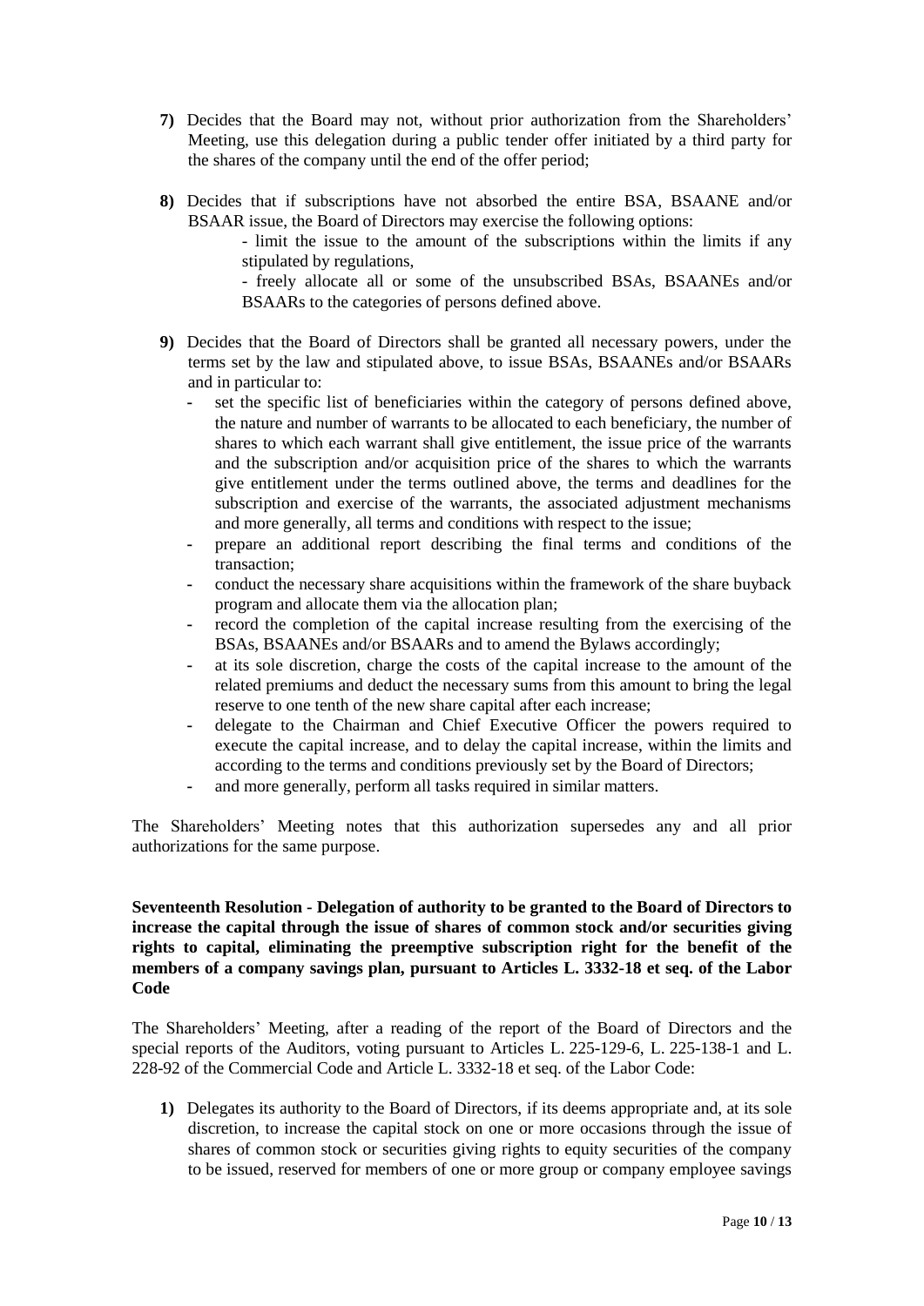7) Decides that the Board may not, without prior authorization from the Shareholders' Meeting, use this delegation during a public tender offer initiated by a third party for the shares of the company until the end of the offer period;

8) Decides that if subscriptions have not absorbed the entire BSA, BSAANE and/or BSAAR issue, the Board of Directors may exercise the following options:

   - limit the issue to the amount of the subscriptions within the limits if any stipulated by regulations,
   - freely allocate all or some of the unsubscribed BSAs, BSAANEs and/or BSAARs to the categories of persons defined above.

9) Decides that the Board of Directors shall be granted all necessary powers, under the terms set by the law and stipulated above, to issue BSAs, BSAANEs and/or BSAARs and in particular to:

   - set the specific list of beneficiaries within the category of persons defined above, the nature and number of warrants to be allocated to each beneficiary, the number of shares to which each warrant shall give entitlement, the issue price of the warrants and the subscription and/or acquisition price of the shares to which the warrants give entitlement under the terms outlined above, the terms and deadlines for the subscription and exercise of the warrants, the associated adjustment mechanisms and more generally, all terms and conditions with respect to the issue;
   - prepare an additional report describing the final terms and conditions of the transaction;
   - conduct the necessary share acquisitions within the framework of the share buyback program and allocate them via the allocation plan;
   - record the completion of the capital increase resulting from the exercising of the BSAs, BSAANEs and/or BSAARs and to amend the Bylaws accordingly;
   - at its sole discretion, charge the costs of the capital increase to the amount of the related premiums and deduct the necessary sums from this amount to bring the legal reserve to one tenth of the new share capital after each increase;
   - delegate to the Chairman and Chief Executive Officer the powers required to execute the capital increase, and to delay the capital increase, within the limits and according to the terms and conditions previously set by the Board of Directors;
   - and more generally, perform all tasks required in similar matters.

The Shareholders' Meeting notes that this authorization supersedes any and all prior authorizations for the same purpose.

**Seventeenth Resolution - Delegation of authority to be granted to the Board of Directors to increase the capital through the issue of shares of common stock and/or securities giving rights to capital, eliminating the preemptive subscription right for the benefit of the members of a company savings plan, pursuant to Articles L. 3332-18 et seq. of the Labor Code**

The Shareholders' Meeting, after a reading of the report of the Board of Directors and the special reports of the Auditors, voting pursuant to Articles L. 225-129-6, L. 225-138-1 and L. 228-92 of the Commercial Code and Article L. 3332-18 et seq. of the Labor Code:

1) Delegates its authority to the Board of Directors, if its deems appropriate and, at its sole discretion, to increase the capital stock on one or more occasions through the issue of shares of common stock or securities giving rights to equity securities of the company to be issued, reserved for members of one or more group or company employee savings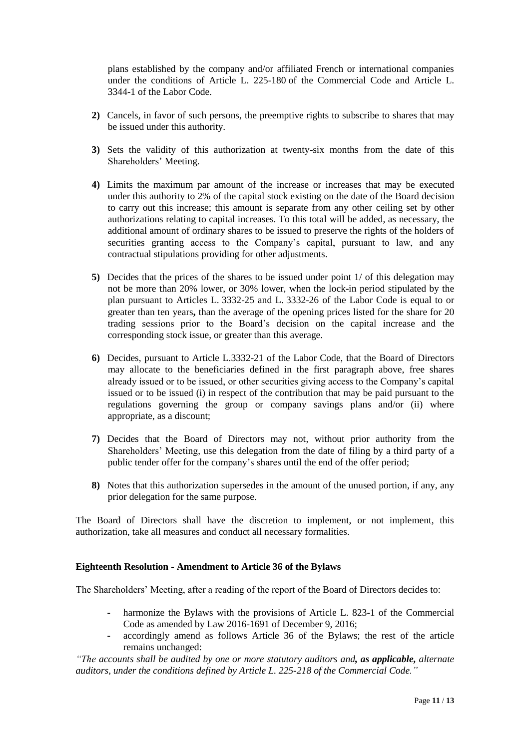plans established by the company and/or affiliated French or international companies under the conditions of Article L. 225-180 of the Commercial Code and Article L. 3344-1 of the Labor Code.

2) Cancels, in favor of such persons, the preemptive rights to subscribe to shares that may be issued under this authority.

3) Sets the validity of this authorization at twenty-six months from the date of this Shareholders' Meeting.

4) Limits the maximum par amount of the increase or increases that may be executed under this authority to 2% of the capital stock existing on the date of the Board decision to carry out this increase; this amount is separate from any other ceiling set by other authorizations relating to capital increases. To this total will be added, as necessary, the additional amount of ordinary shares to be issued to preserve the rights of the holders of securities granting access to the Company's capital, pursuant to law, and any contractual stipulations providing for other adjustments.

5) Decides that the prices of the shares to be issued under point 1/ of this delegation may not be more than 20% lower, or 30% lower, when the lock-in period stipulated by the plan pursuant to Articles L. 3332-25 and L. 3332-26 of the Labor Code is equal to or greater than ten years**,** than the average of the opening prices listed for the share for 20 trading sessions prior to the Board's decision on the capital increase and the corresponding stock issue, or greater than this average.

6) Decides, pursuant to Article L.3332-21 of the Labor Code, that the Board of Directors may allocate to the beneficiaries defined in the first paragraph above, free shares already issued or to be issued, or other securities giving access to the Company's capital issued or to be issued (i) in respect of the contribution that may be paid pursuant to the regulations governing the group or company savings plans and/or (ii) where appropriate, as a discount;

7) Decides that the Board of Directors may not, without prior authority from the Shareholders' Meeting, use this delegation from the date of filing by a third party of a public tender offer for the company's shares until the end of the offer period;

8) Notes that this authorization supersedes in the amount of the unused portion, if any, any prior delegation for the same purpose.

The Board of Directors shall have the discretion to implement, or not implement, this authorization, take all measures and conduct all necessary formalities.

**Eighteenth Resolution - Amendment to Article 36 of the Bylaws**

The Shareholders' Meeting, after a reading of the report of the Board of Directors decides to:

- harmonize the Bylaws with the provisions of Article L. 823-1 of the Commercial Code as amended by Law 2016-1691 of December 9, 2016;
- accordingly amend as follows Article 36 of the Bylaws; the rest of the article remains unchanged:

*"The accounts shall be audited by one or more statutory auditors and **as applicable,** alternate auditors, under the conditions defined by Article L. 225-218 of the Commercial Code."*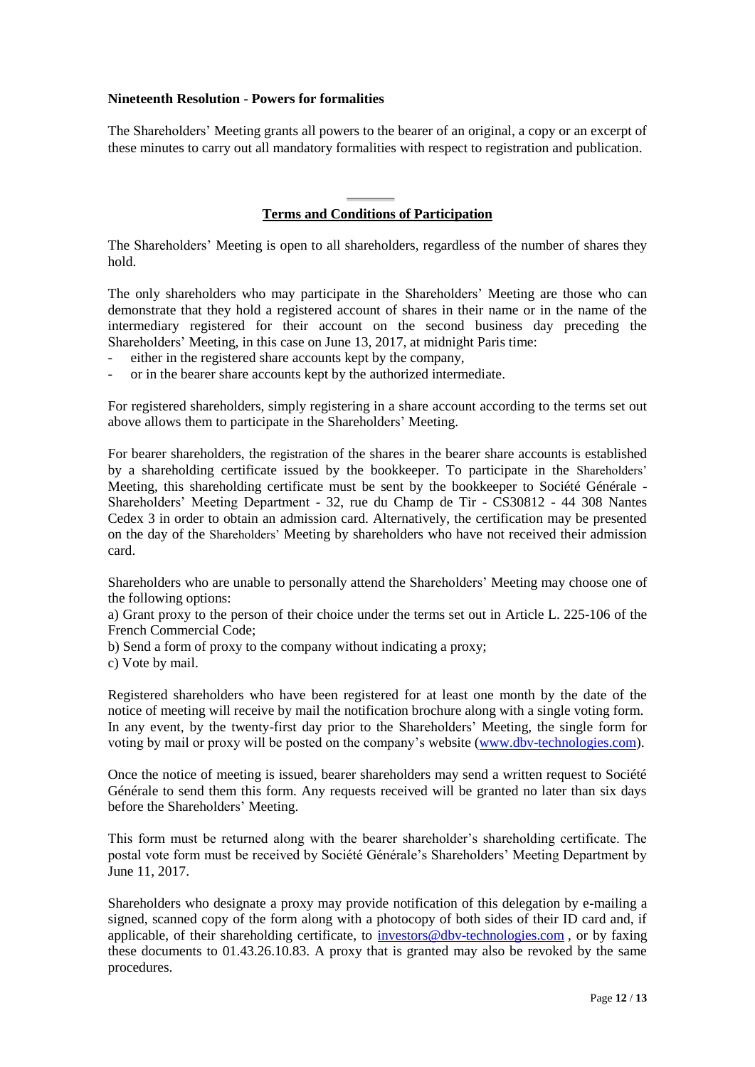**Nineteenth Resolution - Powers for formalities**

The Shareholders' Meeting grants all powers to the bearer of an original, a copy or an excerpt of these minutes to carry out all mandatory formalities with respect to registration and publication.

---

**Terms and Conditions of Participation**

The Shareholders' Meeting is open to all shareholders, regardless of the number of shares they hold.

The only shareholders who may participate in the Shareholders' Meeting are those who can demonstrate that they hold a registered account of shares in their name or in the name of the intermediary registered for their account on the second business day preceding the Shareholders' Meeting, in this case on June 13, 2017, at midnight Paris time:

- either in the registered share accounts kept by the company,
- or in the bearer share accounts kept by the authorized intermediate.

For registered shareholders, simply registering in a share account according to the terms set out above allows them to participate in the Shareholders' Meeting.

For bearer shareholders, the registration of the shares in the bearer share accounts is established by a shareholding certificate issued by the bookkeeper. To participate in the Shareholders' Meeting, this shareholding certificate must be sent by the bookkeeper to Société Générale - Shareholders' Meeting Department - 32, rue du Champ de Tir - CS30812 - 44 308 Nantes Cedex 3 in order to obtain an admission card. Alternatively, the certification may be presented on the day of the Shareholders' Meeting by shareholders who have not received their admission card.

Shareholders who are unable to personally attend the Shareholders' Meeting may choose one of the following options:

a) Grant proxy to the person of their choice under the terms set out in Article L. 225-106 of the French Commercial Code;

b) Send a form of proxy to the company without indicating a proxy;

c) Vote by mail.

Registered shareholders who have been registered for at least one month by the date of the notice of meeting will receive by mail the notification brochure along with a single voting form. In any event, by the twenty-first day prior to the Shareholders' Meeting, the single form for voting by mail or proxy will be posted on the company's website (www.dbv-technologies.com).

Once the notice of meeting is issued, bearer shareholders may send a written request to Société Générale to send them this form. Any requests received will be granted no later than six days before the Shareholders' Meeting.

This form must be returned along with the bearer shareholder's shareholding certificate. The postal vote form must be received by Société Générale's Shareholders' Meeting Department by June 11, 2017.

Shareholders who designate a proxy may provide notification of this delegation by e-mailing a signed, scanned copy of the form along with a photocopy of both sides of their ID card and, if applicable, of their shareholding certificate, to investors@dbv-technologies.com , or by faxing these documents to 01.43.26.10.83. A proxy that is granted may also be revoked by the same procedures.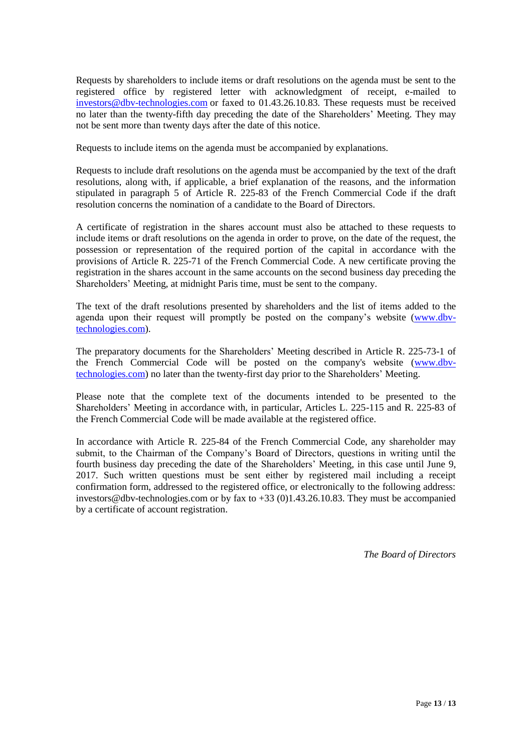Requests by shareholders to include items or draft resolutions on the agenda must be sent to the registered office by registered letter with acknowledgment of receipt, e-mailed to investors@dbv-technologies.com or faxed to 01.43.26.10.83. These requests must be received no later than the twenty-fifth day preceding the date of the Shareholders' Meeting. They may not be sent more than twenty days after the date of this notice.

Requests to include items on the agenda must be accompanied by explanations.

Requests to include draft resolutions on the agenda must be accompanied by the text of the draft resolutions, along with, if applicable, a brief explanation of the reasons, and the information stipulated in paragraph 5 of Article R. 225-83 of the French Commercial Code if the draft resolution concerns the nomination of a candidate to the Board of Directors.

A certificate of registration in the shares account must also be attached to these requests to include items or draft resolutions on the agenda in order to prove, on the date of the request, the possession or representation of the required portion of the capital in accordance with the provisions of Article R. 225-71 of the French Commercial Code. A new certificate proving the registration in the shares account in the same accounts on the second business day preceding the Shareholders' Meeting, at midnight Paris time, must be sent to the company.

The text of the draft resolutions presented by shareholders and the list of items added to the agenda upon their request will promptly be posted on the company's website (www.dbv-technologies.com).

The preparatory documents for the Shareholders' Meeting described in Article R. 225-73-1 of the French Commercial Code will be posted on the company's website (www.dbv-technologies.com) no later than the twenty-first day prior to the Shareholders' Meeting.

Please note that the complete text of the documents intended to be presented to the Shareholders' Meeting in accordance with, in particular, Articles L. 225-115 and R. 225-83 of the French Commercial Code will be made available at the registered office.

In accordance with Article R. 225-84 of the French Commercial Code, any shareholder may submit, to the Chairman of the Company's Board of Directors, questions in writing until the fourth business day preceding the date of the Shareholders' Meeting, in this case until June 9, 2017. Such written questions must be sent either by registered mail including a receipt confirmation form, addressed to the registered office, or electronically to the following address: investors@dbv-technologies.com or by fax to +33 (0)1.43.26.10.83. They must be accompanied by a certificate of account registration.

*The Board of Directors*